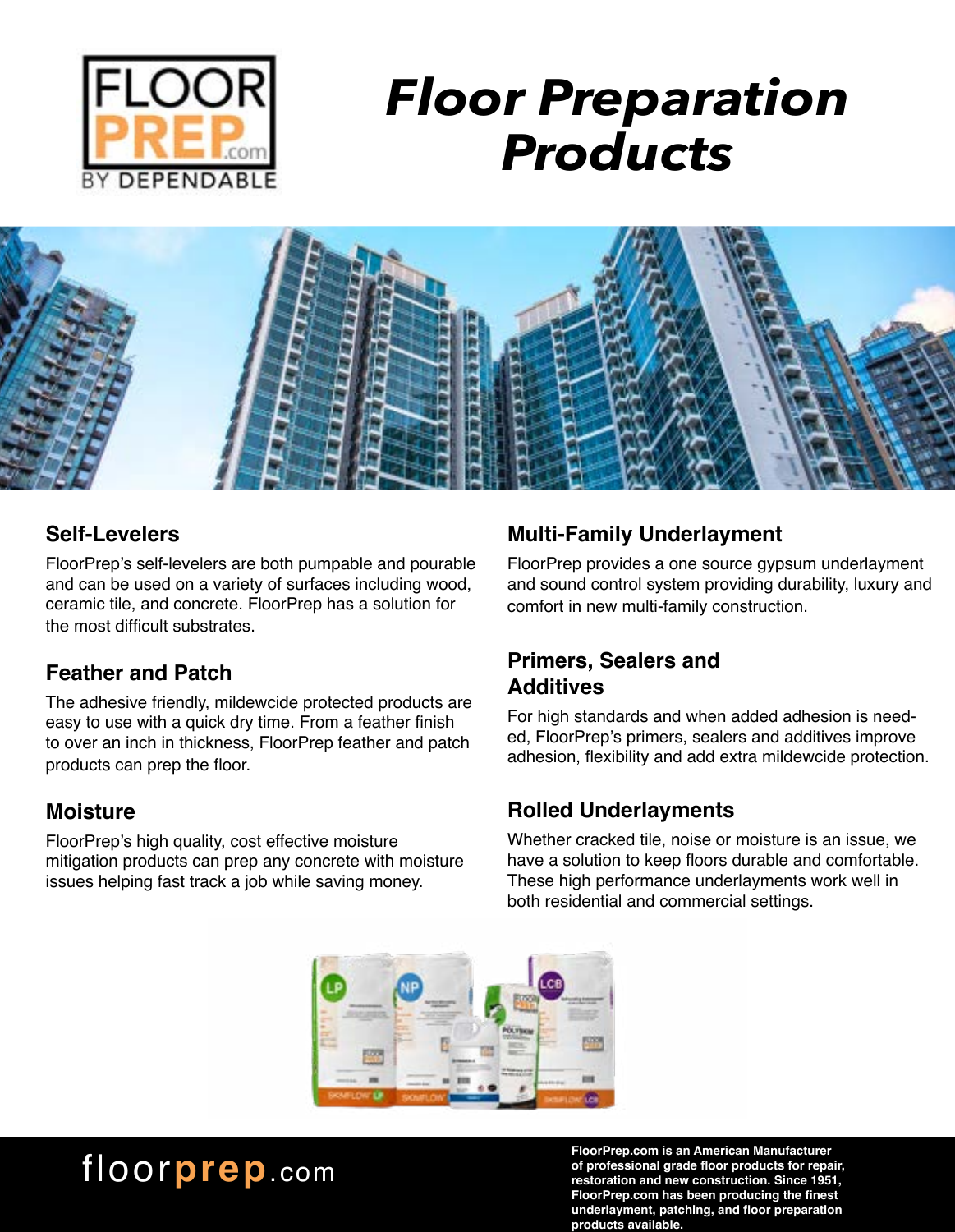FLOOR PREP.com BY DEPENDABLE

# Floor Preparation Products

## Self-Levelers

FloorPrep's self-levelers are both pumpable and pourable and can be used on a variety of surfaces including wood, ceramic tile, and concrete. FloorPrep has a solution for the most difficult substrates.

## Feather and Patch

The adhesive friendly, mildewcide protected products are easy to use with a quick dry time. From a feather finish to over an inch in thickness, FloorPrep feather and patch products can prep the floor.

## Moisture

FloorPrep's high quality, cost effective moisture mitigation products can prep any concrete with moisture issues helping fast track a job while saving money.

## Multi-Family Underlayment

FloorPrep provides a one source gypsum underlayment and sound control system providing durability, luxury and comfort in new multi-family construction.

## Primers, Sealers and Additives

For high standards and when added adhesion is needed, FloorPrep's primers, sealers and additives improve adhesion, flexibility and add extra mildewcide protection.

## Rolled Underlayments

Whether cracked tile, noise or moisture is an issue, we have a solution to keep floors durable and comfortable. These high performance underlayments work well in both residential and commercial settings.

floorprep.com

**FloorPrep.com is an American Manufacturer of professional grade floor products for repair, restoration and new construction. Since 1951, FloorPrep.com has been producing the finest underlayment, patching, and floor preparation products available.**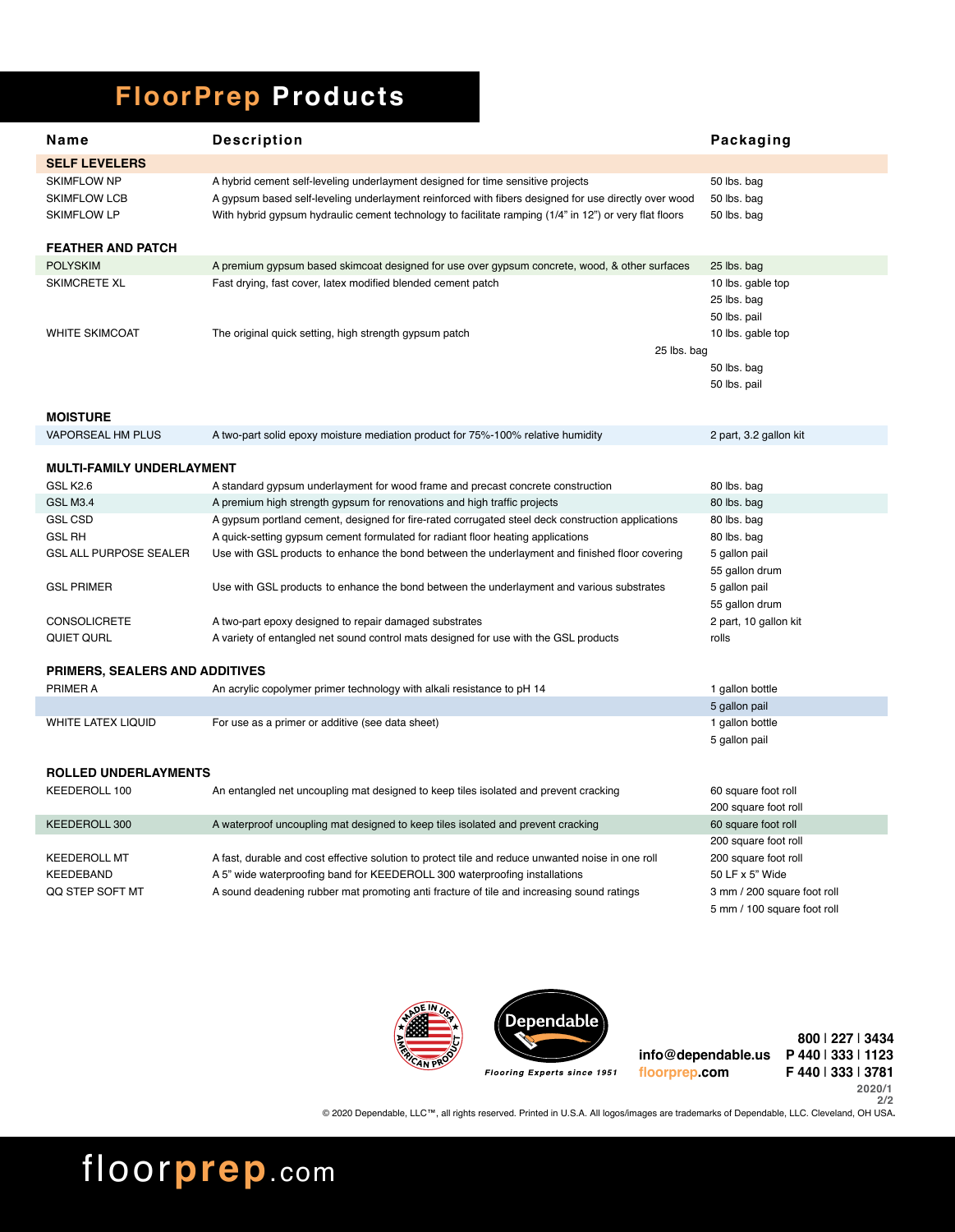# FloorPrep Products

| Name | Description | Packaging |
|---|---|---|
| **SELF LEVELERS** | | |
| SKIMFLOW NP | A hybrid cement self-leveling underlayment designed for time sensitive projects | 50 lbs. bag |
| SKIMFLOW LCB | A gypsum based self-leveling underlayment reinforced with fibers designed for use directly over wood | 50 lbs. bag |
| SKIMFLOW LP | With hybrid gypsum hydraulic cement technology to facilitate ramping (1/4" in 12") or very flat floors | 50 lbs. bag |
| **FEATHER AND PATCH** | | |
| POLYSKIM | A premium gypsum based skimcoat designed for use over gypsum concrete, wood, & other surfaces | 25 lbs. bag |
| SKIMCRETE XL | Fast drying, fast cover, latex modified blended cement patch | 10 lbs. gable top<br>25 lbs. bag<br>50 lbs. pail |
| WHITE SKIMCOAT | The original quick setting, high strength gypsum patch | 10 lbs. gable top<br>25 lbs. bag<br>50 lbs. bag<br>50 lbs. pail |
| **MOISTURE** | | |
| VAPORSEAL HM PLUS | A two-part solid epoxy moisture mediation product for 75%-100% relative humidity | 2 part, 3.2 gallon kit |
| **MULTI-FAMILY UNDERLAYMENT** | | |
| GSL K2.6 | A standard gypsum underlayment for wood frame and precast concrete construction | 80 lbs. bag |
| GSL M3.4 | A premium high strength gypsum for renovations and high traffic projects | 80 lbs. bag |
| GSL CSD | A gypsum portland cement, designed for fire-rated corrugated steel deck construction applications | 80 lbs. bag |
| GSL RH | A quick-setting gypsum cement formulated for radiant floor heating applications | 80 lbs. bag |
| GSL ALL PURPOSE SEALER | Use with GSL products to enhance the bond between the underlayment and finished floor covering | 5 gallon pail<br>55 gallon drum |
| GSL PRIMER | Use with GSL products to enhance the bond between the underlayment and various substrates | 5 gallon pail<br>55 gallon drum |
| CONSOLICRETE | A two-part epoxy designed to repair damaged substrates | 2 part, 10 gallon kit |
| QUIET QURL | A variety of entangled net sound control mats designed for use with the GSL products | rolls |
| **PRIMERS, SEALERS AND ADDITIVES** | | |
| PRIMER A | An acrylic copolymer primer technology with alkali resistance to pH 14 | 1 gallon bottle<br>5 gallon pail |
| WHITE LATEX LIQUID | For use as a primer or additive (see data sheet) | 1 gallon bottle<br>5 gallon pail |
| **ROLLED UNDERLAYMENTS** | | |
| KEEDEROLL 100 | An entangled net uncoupling mat designed to keep tiles isolated and prevent cracking | 60 square foot roll<br>200 square foot roll |
| KEEDEROLL 300 | A waterproof uncoupling mat designed to keep tiles isolated and prevent cracking | 60 square foot roll<br>200 square foot roll |
| KEEDEROLL MT | A fast, durable and cost effective solution to protect tile and reduce unwanted noise in one roll | 200 square foot roll |
| KEEDEBAND | A 5" wide waterproofing band for KEEDEROLL 300 waterproofing installations | 50 LF x 5" Wide |
| QQ STEP SOFT MT | A sound deadening rubber mat promoting anti fracture of tile and increasing sound ratings | 3 mm / 200 square foot roll<br>5 mm / 100 square foot roll |

MADE IN USA · AMERICAN PRODUCT

Dependable

Flooring Experts since 1951

info@dependable.us
floorprep.com

800 | 227 | 3434
P 440 | 333 | 1123
F 440 | 333 | 3781

2020/1

© 2020 Dependable, LLC™, all rights reserved. Printed in U.S.A. All logos/images are trademarks of Dependable, LLC. Cleveland, OH USA.

floorprep.com